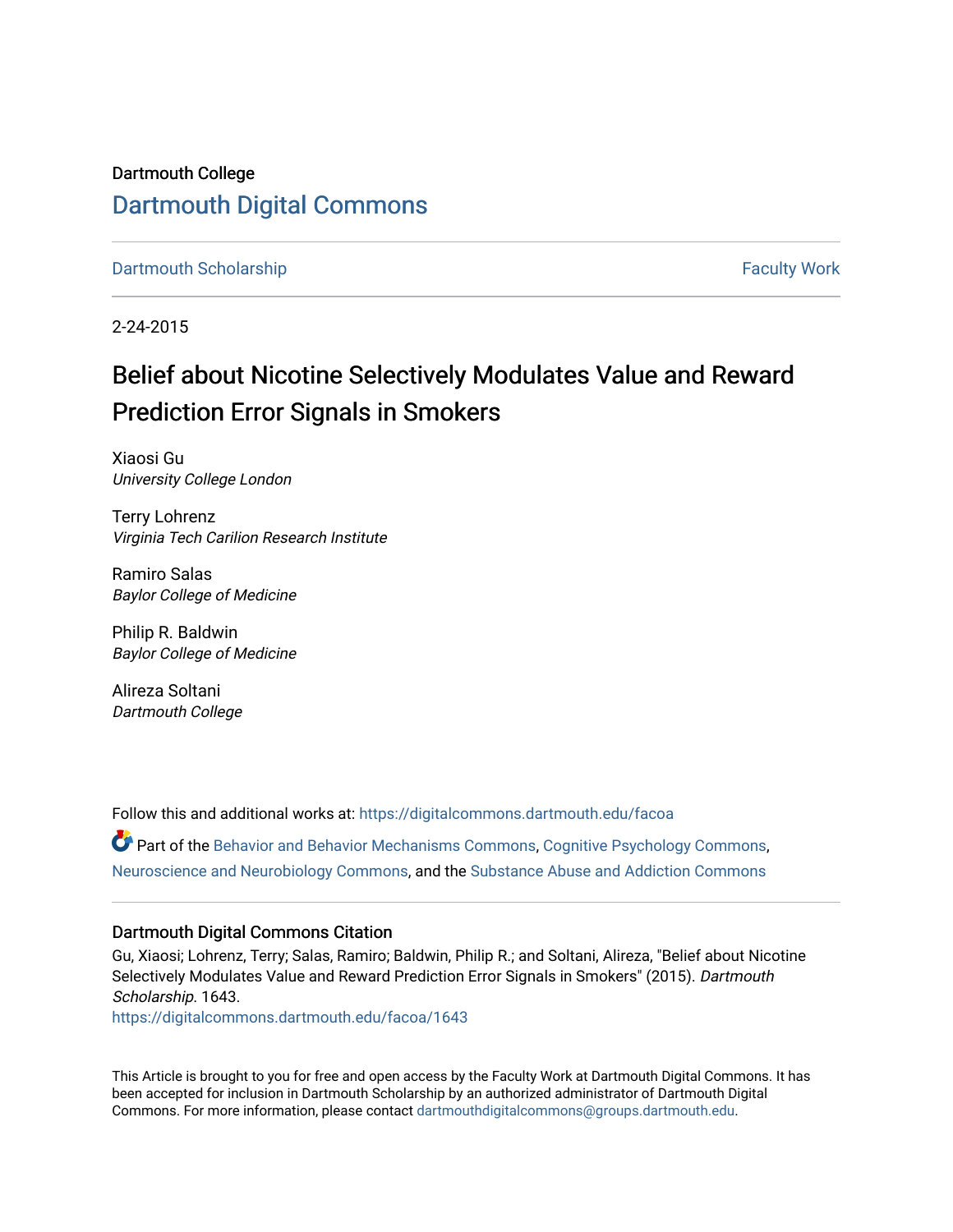Dartmouth College

# Dartmouth Digital Commons

Dartmouth Scholarship | Faculty Work

2-24-2015

## Belief about Nicotine Selectively Modulates Value and Reward Prediction Error Signals in Smokers

Xiaosi Gu
*University College London*

Terry Lohrenz
*Virginia Tech Carilion Research Institute*

Ramiro Salas
*Baylor College of Medicine*

Philip R. Baldwin
*Baylor College of Medicine*

Alireza Soltani
*Dartmouth College*

Follow this and additional works at: https://digitalcommons.dartmouth.edu/facoa

Part of the Behavior and Behavior Mechanisms Commons, Cognitive Psychology Commons, Neuroscience and Neurobiology Commons, and the Substance Abuse and Addiction Commons

### Dartmouth Digital Commons Citation

Gu, Xiaosi; Lohrenz, Terry; Salas, Ramiro; Baldwin, Philip R.; and Soltani, Alireza, "Belief about Nicotine Selectively Modulates Value and Reward Prediction Error Signals in Smokers" (2015). *Dartmouth Scholarship*. 1643.
https://digitalcommons.dartmouth.edu/facoa/1643

This Article is brought to you for free and open access by the Faculty Work at Dartmouth Digital Commons. It has been accepted for inclusion in Dartmouth Scholarship by an authorized administrator of Dartmouth Digital Commons. For more information, please contact dartmouthdigitalcommons@groups.dartmouth.edu.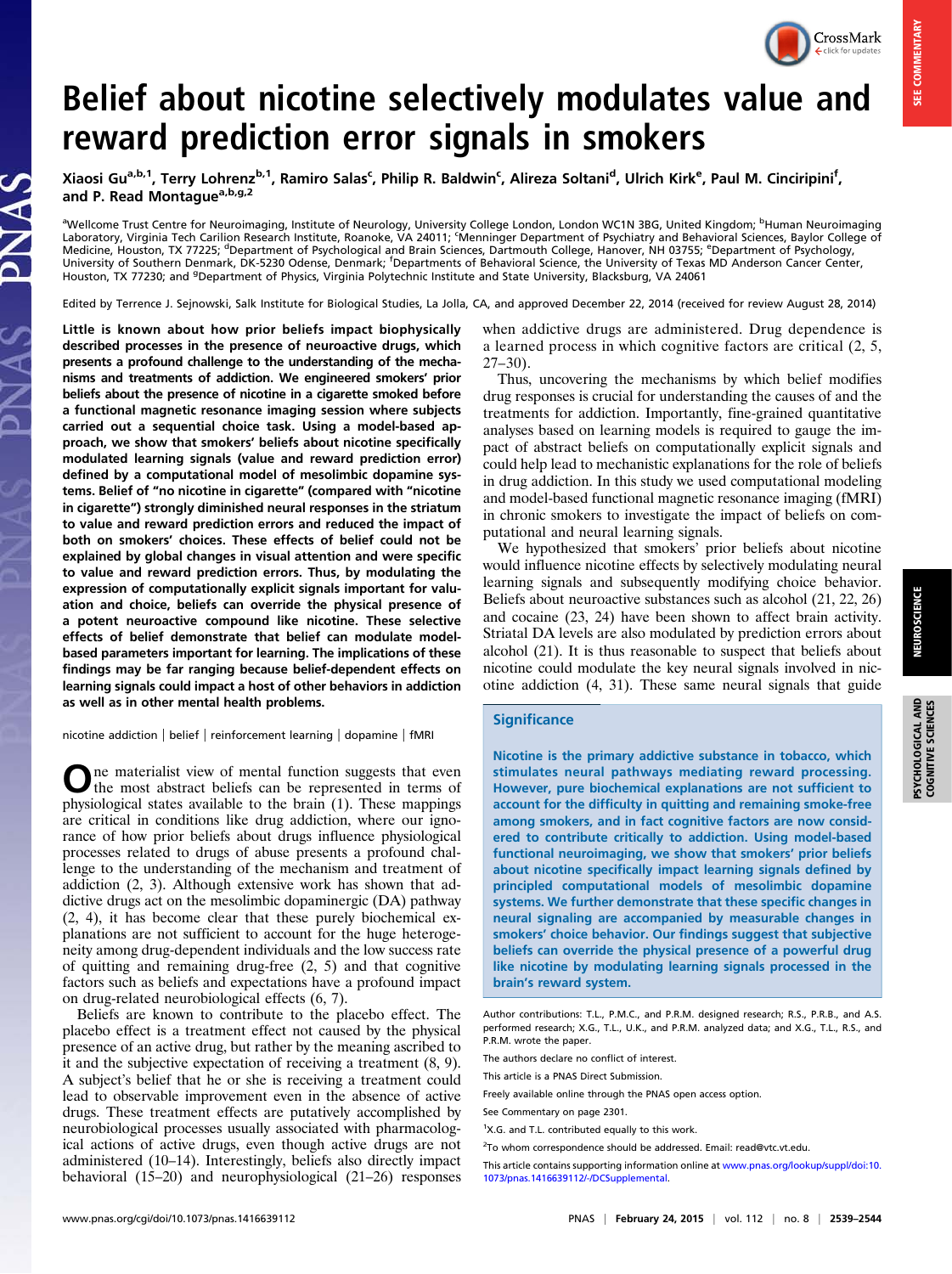# Belief about nicotine selectively modulates value and reward prediction error signals in smokers

Xiaosi Gu[a,b,1], Terry Lohrenz[b,1], Ramiro Salas[c], Philip R. Baldwin[c], Alireza Soltani[d], Ulrich Kirk[e], Paul M. Cinciripini[f], and P. Read Montague[a,b,g,2]

[a]Wellcome Trust Centre for Neuroimaging, Institute of Neurology, University College London, London WC1N 3BG, United Kingdom; [b]Human Neuroimaging Laboratory, Virginia Tech Carilion Research Institute, Roanoke, VA 24011; [c]Menninger Department of Psychiatry and Behavioral Sciences, Baylor College of Medicine, Houston, TX 77225; [d]Department of Psychological and Brain Sciences, Dartmouth College, Hanover, NH 03755; [e]Department of Psychology, University of Southern Denmark, DK-5230 Odense, Denmark; [f]Departments of Behavioral Science, the University of Texas MD Anderson Cancer Center, Houston, TX 77230; and [g]Department of Physics, Virginia Polytechnic Institute and State University, Blacksburg, VA 24061

Edited by Terrence J. Sejnowski, Salk Institute for Biological Studies, La Jolla, CA, and approved December 22, 2014 (received for review August 28, 2014)

**Little is known about how prior beliefs impact biophysically described processes in the presence of neuroactive drugs, which presents a profound challenge to the understanding of the mechanisms and treatments of addiction. We engineered smokers' prior beliefs about the presence of nicotine in a cigarette smoked before a functional magnetic resonance imaging session where subjects carried out a sequential choice task. Using a model-based approach, we show that smokers' beliefs about nicotine specifically modulated learning signals (value and reward prediction error) defined by a computational model of mesolimbic dopamine systems. Belief of "no nicotine in cigarette" (compared with "nicotine in cigarette") strongly diminished neural responses in the striatum to value and reward prediction errors and reduced the impact of both on smokers' choices. These effects of belief could not be explained by global changes in visual attention and were specific to value and reward prediction errors. Thus, by modulating the expression of computationally explicit signals important for valuation and choice, beliefs can override the physical presence of a potent neuroactive compound like nicotine. These selective effects of belief demonstrate that belief can modulate model-based parameters important for learning. The implications of these findings may be far ranging because belief-dependent effects on learning signals could impact a host of other behaviors in addiction as well as in other mental health problems.**

nicotine addiction | belief | reinforcement learning | dopamine | fMRI

One materialist view of mental function suggests that even the most abstract beliefs can be represented in terms of physiological states available to the brain (1). These mappings are critical in conditions like drug addiction, where our ignorance of how prior beliefs about drugs influence physiological processes related to drugs of abuse presents a profound challenge to the understanding of the mechanism and treatment of addiction (2, 3). Although extensive work has shown that addictive drugs act on the mesolimbic dopaminergic (DA) pathway (2, 4), it has become clear that these purely biochemical explanations are not sufficient to account for the huge heterogeneity among drug-dependent individuals and the low success rate of quitting and remaining drug-free (2, 5) and that cognitive factors such as beliefs and expectations have a profound impact on drug-related neurobiological effects (6, 7).

Beliefs are known to contribute to the placebo effect. The placebo effect is a treatment effect not caused by the physical presence of an active drug, but rather by the meaning ascribed to it and the subjective expectation of receiving a treatment (8, 9). A subject's belief that he or she is receiving a treatment could lead to observable improvement even in the absence of active drugs. These treatment effects are putatively accomplished by neurobiological processes usually associated with pharmacological actions of active drugs, even though active drugs are not administered (10–14). Interestingly, beliefs also directly impact behavioral (15–20) and neurophysiological (21–26) responses when addictive drugs are administered. Drug dependence is a learned process in which cognitive factors are critical (2, 5, 27–30).

Thus, uncovering the mechanisms by which belief modifies drug responses is crucial for understanding the causes of and the treatments for addiction. Importantly, fine-grained quantitative analyses based on learning models is required to gauge the impact of abstract beliefs on computationally explicit signals and could help lead to mechanistic explanations for the role of beliefs in drug addiction. In this study we used computational modeling and model-based functional magnetic resonance imaging (fMRI) in chronic smokers to investigate the impact of beliefs on computational and neural learning signals.

We hypothesized that smokers' prior beliefs about nicotine would influence nicotine effects by selectively modulating neural learning signals and subsequently modifying choice behavior. Beliefs about neuroactive substances such as alcohol (21, 22, 26) and cocaine (23, 24) have been shown to affect brain activity. Striatal DA levels are also modulated by prediction errors about alcohol (21). It is thus reasonable to suspect that beliefs about nicotine could modulate the key neural signals involved in nicotine addiction (4, 31). These same neural signals that guide

## Significance

Nicotine is the primary addictive substance in tobacco, which stimulates neural pathways mediating reward processing. However, pure biochemical explanations are not sufficient to account for the difficulty in quitting and remaining smoke-free among smokers, and in fact cognitive factors are now considered to contribute critically to addiction. Using model-based functional neuroimaging, we show that smokers' prior beliefs about nicotine specifically impact learning signals defined by principled computational models of mesolimbic dopamine systems. We further demonstrate that these specific changes in neural signaling are accompanied by measurable changes in smokers' choice behavior. Our findings suggest that subjective beliefs can override the physical presence of a powerful drug like nicotine by modulating learning signals processed in the brain's reward system.

Author contributions: T.L., P.M.C., and P.R.M. designed research; R.S., P.R.B., and A.S. performed research; X.G., T.L., U.K., and P.R.M. analyzed data; and X.G., T.L., R.S., and P.R.M. wrote the paper.

The authors declare no conflict of interest.

This article is a PNAS Direct Submission.

Freely available online through the PNAS open access option.

See Commentary on page 2301.

[1]X.G. and T.L. contributed equally to this work.

[2]To whom correspondence should be addressed. Email: read@vtc.vt.edu.

This article contains supporting information online at www.pnas.org/lookup/suppl/doi:10.1073/pnas.1416639112/-/DCSupplemental.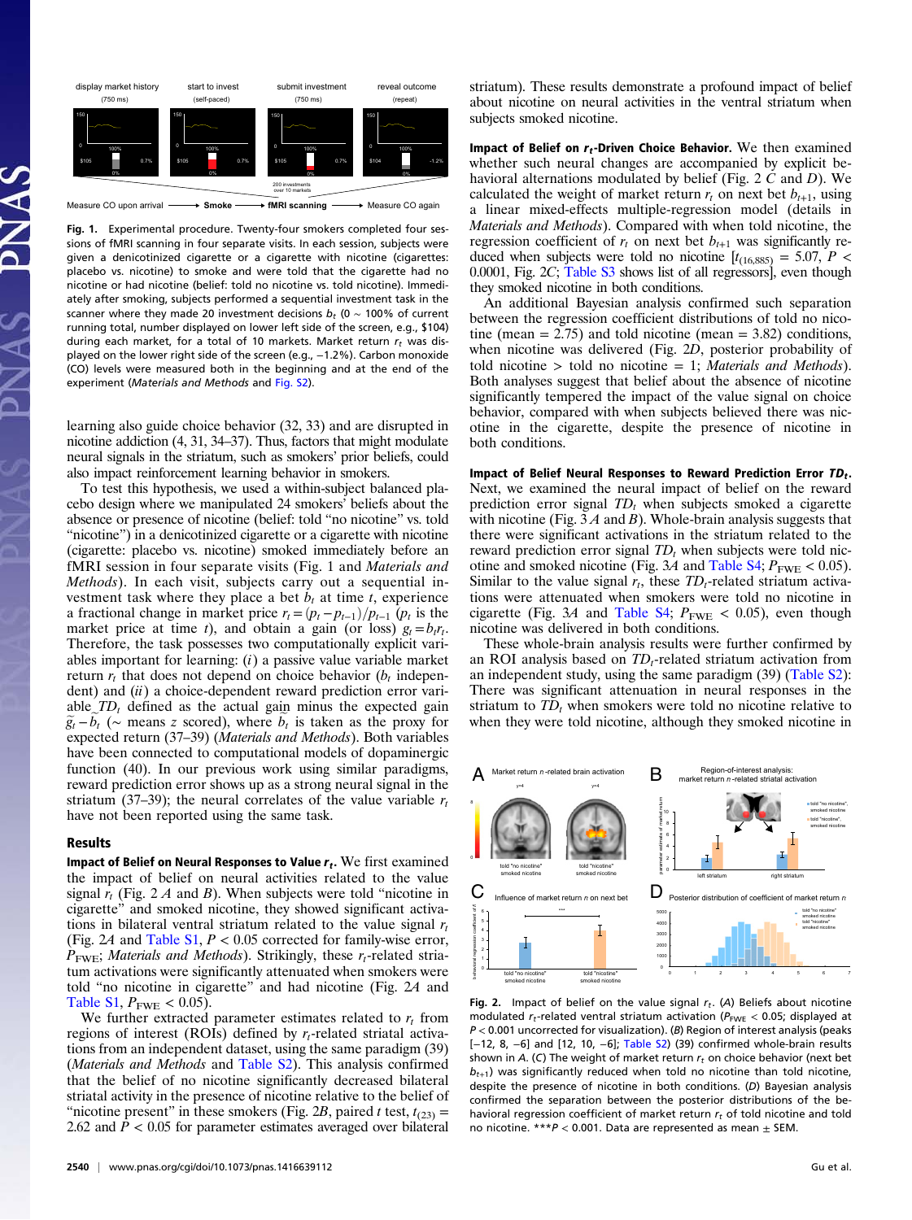Fig. 1. Experimental procedure. Twenty-four smokers completed four sessions of fMRI scanning in four separate visits. In each session, subjects were given a denicotinized cigarette or a cigarette with nicotine (cigarettes: placebo vs. nicotine) to smoke and were told that the cigarette had no nicotine or had nicotine (belief: told no nicotine vs. told nicotine). Immediately after smoking, subjects performed a sequential investment task in the scanner where they made 20 investment decisions $b_t$ (0 ∼ 100% of current running total, number displayed on lower left side of the screen, e.g., \$104) during each market, for a total of 10 markets. Market return $r_t$ was displayed on the lower right side of the screen (e.g., −1.2%). Carbon monoxide (CO) levels were measured both in the beginning and at the end of the experiment (*Materials and Methods* and Fig. S2).

learning also guide choice behavior (32, 33) and are disrupted in nicotine addiction (4, 31, 34–37). Thus, factors that might modulate neural signals in the striatum, such as smokers' prior beliefs, could also impact reinforcement learning behavior in smokers.

To test this hypothesis, we used a within-subject balanced placebo design where we manipulated 24 smokers' beliefs about the absence or presence of nicotine (belief: told "no nicotine" vs. told "nicotine") in a denicotinized cigarette or a cigarette with nicotine (cigarette: placebo vs. nicotine) smoked immediately before an fMRI session in four separate visits (Fig. 1 and *Materials and Methods*). In each visit, subjects carry out a sequential investment task where they place a bet $b_t$ at time $t$, experience a fractional change in market price $r_t = (p_t - p_{t-1})/p_{t-1}$ ($p_t$ is the market price at time $t$), and obtain a gain (or loss) $g_t = b_t r_t$. Therefore, the task possesses two computationally explicit variables important for learning: (*i*) a passive value variable market return $r_t$ that does not depend on choice behavior ($b_t$ independent) and (*ii*) a choice-dependent reward prediction error variable $TD_t$ defined as the actual gain minus the expected gain $\tilde{g}_t - \tilde{b}_t$ (∼ means $z$ scored), where $b_t$ is taken as the proxy for expected return (37–39) (*Materials and Methods*). Both variables have been connected to computational models of dopaminergic function (40). In our previous work using similar paradigms, reward prediction error shows up as a strong neural signal in the striatum (37–39); the neural correlates of the value variable $r_t$ have not been reported using the same task.

## Results

**Impact of Belief on Neural Responses to Value $r_t$.** We first examined the impact of belief on neural activities related to the value signal $r_t$ (Fig. 2 *A* and *B*). When subjects were told "nicotine in cigarette" and smoked nicotine, they showed significant activations in bilateral ventral striatum related to the value signal $r_t$ (Fig. 2*A* and Table S1, $P < 0.05$ corrected for family-wise error, $P_{FWE}$; *Materials and Methods*). Strikingly, these $r_t$-related striatum activations were significantly attenuated when smokers were told "no nicotine in cigarette" and had nicotine (Fig. 2*A* and Table S1, $P_{FWE} < 0.05$).

We further extracted parameter estimates related to $r_t$ from regions of interest (ROIs) defined by $r_t$-related striatal activations from an independent dataset, using the same paradigm (39) (*Materials and Methods* and Table S2). This analysis confirmed that the belief of no nicotine significantly decreased bilateral striatal activity in the presence of nicotine relative to the belief of "nicotine present" in these smokers (Fig. 2*B*, paired $t$ test, $t_{(23)} = 2.62$ and $P < 0.05$ for parameter estimates averaged over bilateral striatum). These results demonstrate a profound impact of belief about nicotine on neural activities in the ventral striatum when subjects smoked nicotine.

**Impact of Belief on $r_t$-Driven Choice Behavior.** We then examined whether such neural changes are accompanied by explicit behavioral alternations modulated by belief (Fig. 2 *C* and *D*). We calculated the weight of market return $r_t$ on next bet $b_{t+1}$, using a linear mixed-effects multiple-regression model (details in *Materials and Methods*). Compared with when told nicotine, the regression coefficient of $r_t$ on next bet $b_{t+1}$ was significantly reduced when subjects were told no nicotine [$t_{(16,885)} = 5.07$, $P < 0.0001$, Fig. 2*C*; Table S3 shows list of all regressors], even though they smoked nicotine in both conditions.

An additional Bayesian analysis confirmed such separation between the regression coefficient distributions of told no nicotine (mean = 2.75) and told nicotine (mean = 3.82) conditions, when nicotine was delivered (Fig. 2*D*, posterior probability of told nicotine > told no nicotine = 1; *Materials and Methods*). Both analyses suggest that belief about the absence of nicotine significantly tempered the impact of the value signal on choice behavior, compared with when subjects believed there was nicotine in the cigarette, despite the presence of nicotine in both conditions.

**Impact of Belief Neural Responses to Reward Prediction Error $TD_t$.** Next, we examined the neural impact of belief on the reward prediction error signal $TD_t$ when subjects smoked a cigarette with nicotine (Fig. 3 *A* and *B*). Whole-brain analysis suggests that there were significant activations in the striatum related to the reward prediction error signal $TD_t$ when subjects were told nicotine and smoked nicotine (Fig. 3*A* and Table S4; $P_{FWE} < 0.05$). Similar to the value signal $r_t$, these $TD_t$-related striatum activations were attenuated when smokers were told no nicotine in cigarette (Fig. 3*A* and Table S4; $P_{FWE} < 0.05$), even though nicotine was delivered in both conditions.

These whole-brain analysis results were further confirmed by an ROI analysis based on $TD_t$-related striatum activation from an independent study, using the same paradigm (39) (Table S2): There was significant attenuation in neural responses in the striatum to $TD_t$ when smokers were told no nicotine relative to when they were told nicotine, although they smoked nicotine in

Fig. 2. Impact of belief on the value signal $r_t$. (*A*) Beliefs about nicotine modulated $r_t$-related ventral striatum activation ($P_{FWE} < 0.05$; displayed at $P < 0.001$ uncorrected for visualization). (*B*) Region of interest analysis (peaks [−12, 8, −6] and [12, 10, −6]; Table S2) (39) confirmed whole-brain results shown in *A*. (*C*) The weight of market return $r_t$ on choice behavior (next bet $b_{t+1}$) was significantly reduced when told no nicotine than told nicotine, despite the presence of nicotine in both conditions. (*D*) Bayesian analysis confirmed the separation between the posterior distributions of the behavioral regression coefficient of market return $r_t$ of told nicotine and told no nicotine. \*\*\*$P < 0.001$. Data are represented as mean ± SEM.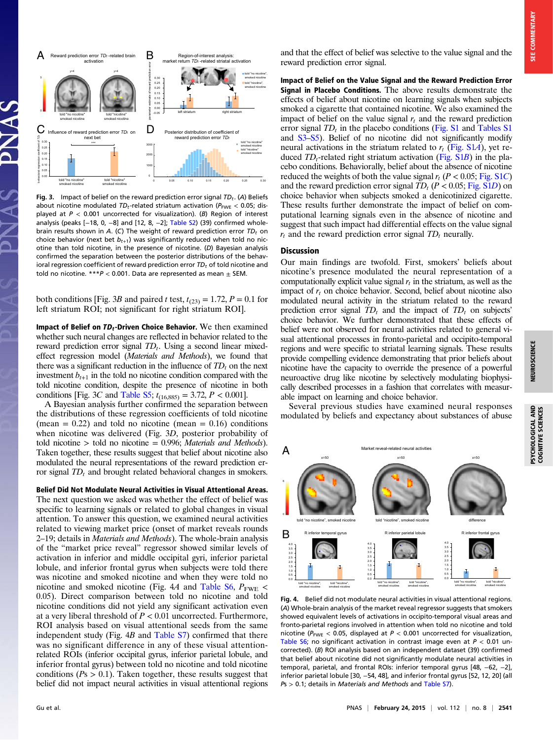Fig. 3. Impact of belief on the reward prediction error signal $TD_t$. (*A*) Beliefs about nicotine modulated $TD_t$-related striatum activation ($P_{FWE}$ < 0.05; displayed at $P$ < 0.001 uncorrected for visualization). (*B*) Region of interest analysis (peaks [−18, 0, −8] and [12, 8, −2]; Table S2) (39) confirmed whole-brain results shown in *A*. (*C*) The weight of reward prediction error $TD_t$ on choice behavior (next bet $b_{t+1}$) was significantly reduced when told no nicotine than told nicotine, in the presence of nicotine. (*D*) Bayesian analysis confirmed the separation between the posterior distributions of the behavioral regression coefficient of reward prediction error $TD_t$ of told nicotine and told no nicotine. ***$P$ < 0.001. Data are represented as mean ± SEM.

both conditions [Fig. 3*B* and paired *t* test, $t_{(23)} = 1.72$, $P = 0.1$ for left striatum ROI; not significant for right striatum ROI].

**Impact of Belief on $TD_t$-Driven Choice Behavior.** We then examined whether such neural changes are reflected in behavior related to the reward prediction error signal $TD_t$. Using a second linear mixed-effect regression model (*Materials and Methods*), we found that there was a significant reduction in the influence of $TD_t$ on the next investment $b_{t+1}$ in the told no nicotine condition compared with the told nicotine condition, despite the presence of nicotine in both conditions [Fig. 3*C* and Table S5; $t_{(16,885)} = 3.72$, $P < 0.001$].

A Bayesian analysis further confirmed the separation between the distributions of these regression coefficients of told nicotine (mean = 0.22) and told no nicotine (mean = 0.16) conditions when nicotine was delivered (Fig. 3*D*, posterior probability of told nicotine > told no nicotine = 0.996; *Materials and Methods*). Taken together, these results suggest that belief about nicotine also modulated the neural representations of the reward prediction error signal $TD_t$ and brought related behavioral changes in smokers.

**Belief Did Not Modulate Neural Activities in Visual Attentional Areas.** The next question we asked was whether the effect of belief was specific to learning signals or related to global changes in visual attention. To answer this question, we examined neural activities related to viewing market price (onset of market reveals rounds 2–19; details in *Materials and Methods*). The whole-brain analysis of the "market price reveal" regressor showed similar levels of activation in inferior and middle occipital gyri, inferior parietal lobule, and inferior frontal gyrus when subjects were told there was nicotine and smoked nicotine and when they were told no nicotine and smoked nicotine (Fig. 4*A* and Table S6, $P_{FWE}$ < 0.05). Direct comparison between told no nicotine and told nicotine conditions did not yield any significant activation even at a very liberal threshold of $P$ < 0.01 uncorrected. Furthermore, ROI analysis based on visual attentional seeds from the same independent study (Fig. 4*B* and Table S7) confirmed that there was no significant difference in any of these visual attention-related ROIs (inferior occipital gyrus, inferior parietal lobule, and inferior frontal gyrus) between told no nicotine and told nicotine conditions ($P$s > 0.1). Taken together, these results suggest that belief did not impact neural activities in visual attentional regions and that the effect of belief was selective to the value signal and the reward prediction error signal.

**Impact of Belief on the Value Signal and the Reward Prediction Error Signal in Placebo Conditions.** The above results demonstrate the effects of belief about nicotine on learning signals when subjects smoked a cigarette that contained nicotine. We also examined the impact of belief on the value signal $r_t$ and the reward prediction error signal $TD_t$ in the placebo conditions (Fig. S1 and Tables S1 and S3–S5). Belief of no nicotine did not significantly modify neural activations in the striatum related to $r_t$ (Fig. S1*A*), yet reduced $TD_t$-related right striatum activation (Fig. S1*B*) in the placebo conditions. Behaviorally, belief about the absence of nicotine reduced the weights of both the value signal $r_t$ ($P$ < 0.05; Fig. S1*C*) and the reward prediction error signal $TD_t$ ($P$ < 0.05; Fig. S1*D*) on choice behavior when subjects smoked a denicotinized cigarette. These results further demonstrate the impact of belief on computational learning signals even in the absence of nicotine and suggest that such impact had differential effects on the value signal $r_t$ and the reward prediction error signal $TD_t$ neurally.

## Discussion

Our main findings are twofold. First, smokers' beliefs about nicotine's presence modulated the neural representation of a computationally explicit value signal $r_t$ in the striatum, as well as the impact of $r_t$ on choice behavior. Second, belief about nicotine also modulated neural activity in the striatum related to the reward prediction error signal $TD_t$ and the impact of $TD_t$ on subjects' choice behavior. We further demonstrated that these effects of belief were not observed for neural activities related to general visual attentional processes in fronto-parietal and occipito-temporal regions and were specific to striatal learning signals. These results provide compelling evidence demonstrating that prior beliefs about nicotine have the capacity to override the presence of a powerful neuroactive drug like nicotine by selectively modulating biophysically described processes in a fashion that correlates with measurable impact on learning and choice behavior.

Several previous studies have examined neural responses modulated by beliefs and expectancy about substances of abuse

Fig. 4. Belief did not modulate neural activities in visual attentional regions. (*A*) Whole-brain analysis of the market reveal regressor suggests that smokers showed equivalent levels of activations in occipito-temporal visual areas and fronto-parietal regions involved in attention when told no nicotine and told nicotine ($P_{FWE}$ < 0.05, displayed at $P$ < 0.001 uncorrected for visualization, Table S6; no significant activation in contrast image even at $P$ < 0.01 uncorrected). (*B*) ROI analysis based on an independent dataset (39) confirmed that belief about nicotine did not significantly modulate neural activities in temporal, parietal, and frontal ROIs: inferior temporal gyrus [48, −62, −2], inferior parietal lobule [30, −54, 48], and inferior frontal gyrus [52, 12, 20] (all $P$s > 0.1; details in *Materials and Methods* and Table S7).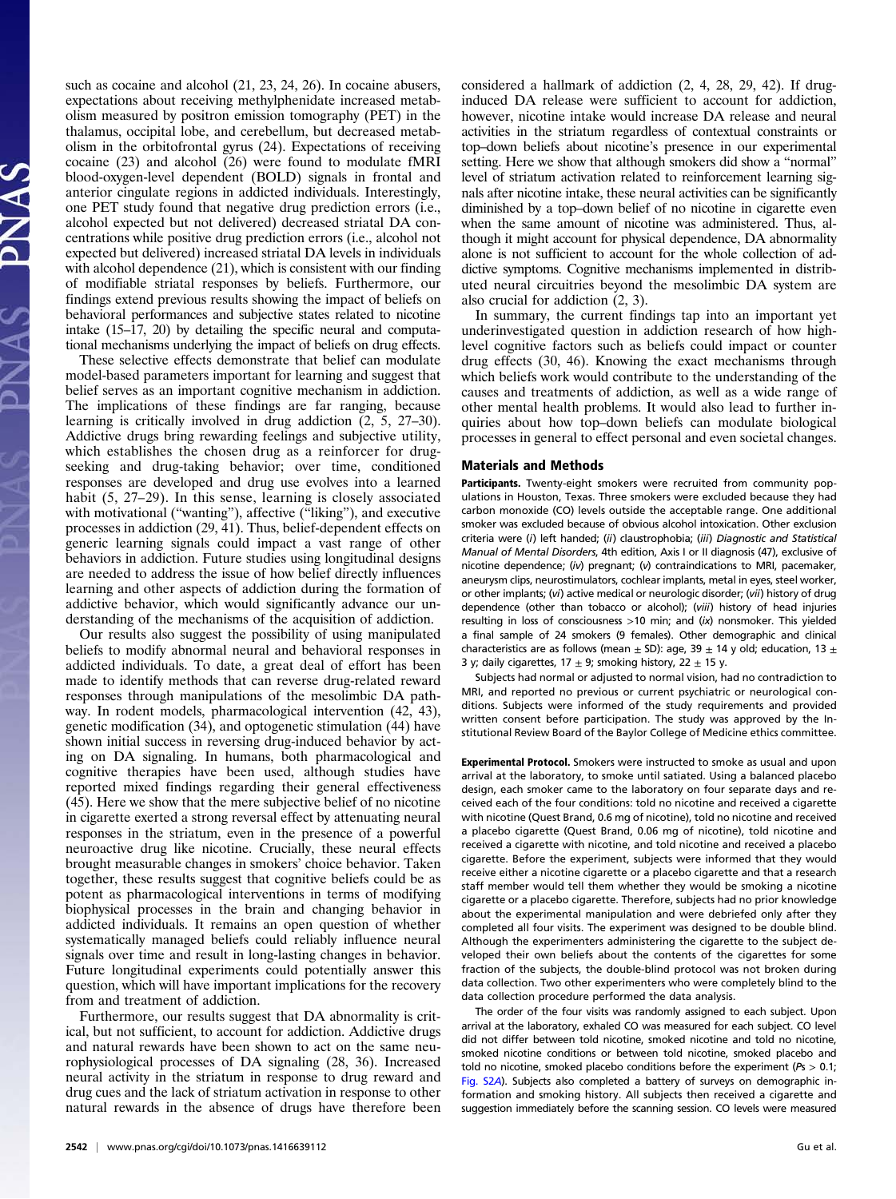such as cocaine and alcohol (21, 23, 24, 26). In cocaine abusers, expectations about receiving methylphenidate increased metabolism measured by positron emission tomography (PET) in the thalamus, occipital lobe, and cerebellum, but decreased metabolism in the orbitofrontal gyrus (24). Expectations of receiving cocaine (23) and alcohol (26) were found to modulate fMRI blood-oxygen-level dependent (BOLD) signals in frontal and anterior cingulate regions in addicted individuals. Interestingly, one PET study found that negative drug prediction errors (i.e., alcohol expected but not delivered) decreased striatal DA concentrations while positive drug prediction errors (i.e., alcohol not expected but delivered) increased striatal DA levels in individuals with alcohol dependence (21), which is consistent with our finding of modifiable striatal responses by beliefs. Furthermore, our findings extend previous results showing the impact of beliefs on behavioral performances and subjective states related to nicotine intake (15–17, 20) by detailing the specific neural and computational mechanisms underlying the impact of beliefs on drug effects.

These selective effects demonstrate that belief can modulate model-based parameters important for learning and suggest that belief serves as an important cognitive mechanism in addiction. The implications of these findings are far ranging, because learning is critically involved in drug addiction (2, 5, 27–30). Addictive drugs bring rewarding feelings and subjective utility, which establishes the chosen drug as a reinforcer for drug-seeking and drug-taking behavior; over time, conditioned responses are developed and drug use evolves into a learned habit (5, 27–29). In this sense, learning is closely associated with motivational ("wanting"), affective ("liking"), and executive processes in addiction (29, 41). Thus, belief-dependent effects on generic learning signals could impact a vast range of other behaviors in addiction. Future studies using longitudinal designs are needed to address the issue of how belief directly influences learning and other aspects of addiction during the formation of addictive behavior, which would significantly advance our understanding of the mechanisms of the acquisition of addiction.

Our results also suggest the possibility of using manipulated beliefs to modify abnormal neural and behavioral responses in addicted individuals. To date, a great deal of effort has been made to identify methods that can reverse drug-related reward responses through manipulations of the mesolimbic DA pathway. In rodent models, pharmacological intervention (42, 43), genetic modification (34), and optogenetic stimulation (44) have shown initial success in reversing drug-induced behavior by acting on DA signaling. In humans, both pharmacological and cognitive therapies have been used, although studies have reported mixed findings regarding their general effectiveness (45). Here we show that the mere subjective belief of no nicotine in cigarette exerted a strong reversal effect by attenuating neural responses in the striatum, even in the presence of a powerful neuroactive drug like nicotine. Crucially, these neural effects brought measurable changes in smokers' choice behavior. Taken together, these results suggest that cognitive beliefs could be as potent as pharmacological interventions in terms of modifying biophysical processes in the brain and changing behavior in addicted individuals. It remains an open question of whether systematically managed beliefs could reliably influence neural signals over time and result in long-lasting changes in behavior. Future longitudinal experiments could potentially answer this question, which will have important implications for the recovery from and treatment of addiction.

Furthermore, our results suggest that DA abnormality is critical, but not sufficient, to account for addiction. Addictive drugs and natural rewards have been shown to act on the same neurophysiological processes of DA signaling (28, 36). Increased neural activity in the striatum in response to drug reward and drug cues and the lack of striatum activation in response to other natural rewards in the absence of drugs have therefore been considered a hallmark of addiction (2, 4, 28, 29, 42). If drug-induced DA release were sufficient to account for addiction, however, nicotine intake would increase DA release and neural activities in the striatum regardless of contextual constraints or top–down beliefs about nicotine's presence in our experimental setting. Here we show that although smokers did show a "normal" level of striatum activation related to reinforcement learning signals after nicotine intake, these neural activities can be significantly diminished by a top–down belief of no nicotine in cigarette even when the same amount of nicotine was administered. Thus, although it might account for physical dependence, DA abnormality alone is not sufficient to account for the whole collection of addictive symptoms. Cognitive mechanisms implemented in distributed neural circuitries beyond the mesolimbic DA system are also crucial for addiction (2, 3).

In summary, the current findings tap into an important yet underinvestigated question in addiction research of how high-level cognitive factors such as beliefs could impact or counter drug effects (30, 46). Knowing the exact mechanisms through which beliefs work would contribute to the understanding of the causes and treatments of addiction, as well as a wide range of other mental health problems. It would also lead to further inquiries about how top–down beliefs can modulate biological processes in general to effect personal and even societal changes.

## Materials and Methods

**Participants.** Twenty-eight smokers were recruited from community populations in Houston, Texas. Three smokers were excluded because they had carbon monoxide (CO) levels outside the acceptable range. One additional smoker was excluded because of obvious alcohol intoxication. Other exclusion criteria were (*i*) left handed; (*ii*) claustrophobia; (*iii*) *Diagnostic and Statistical Manual of Mental Disorders*, 4th edition, Axis I or II diagnosis (47), exclusive of nicotine dependence; (*iv*) pregnant; (*v*) contraindications to MRI, pacemaker, aneurysm clips, neurostimulators, cochlear implants, metal in eyes, steel worker, or other implants; (*vi*) active medical or neurologic disorder; (*vii*) history of drug dependence (other than tobacco or alcohol); (*viii*) history of head injuries resulting in loss of consciousness >10 min; and (*ix*) nonsmoker. This yielded a final sample of 24 smokers (9 females). Other demographic and clinical characteristics are as follows (mean ± SD): age, 39 ± 14 y old; education, 13 ± 3 y; daily cigarettes, 17 ± 9; smoking history, 22 ± 15 y.

Subjects had normal or adjusted to normal vision, had no contradiction to MRI, and reported no previous or current psychiatric or neurological conditions. Subjects were informed of the study requirements and provided written consent before participation. The study was approved by the Institutional Review Board of the Baylor College of Medicine ethics committee.

**Experimental Protocol.** Smokers were instructed to smoke as usual and upon arrival at the laboratory, to smoke until satiated. Using a balanced placebo design, each smoker came to the laboratory on four separate days and received each of the four conditions: told no nicotine and received a cigarette with nicotine (Quest Brand, 0.6 mg of nicotine), told no nicotine and received a placebo cigarette (Quest Brand, 0.06 mg of nicotine), told nicotine and received a cigarette with nicotine, and told nicotine and received a placebo cigarette. Before the experiment, subjects were informed that they would receive either a nicotine cigarette or a placebo cigarette and that a research staff member would tell them whether they would be smoking a nicotine cigarette or a placebo cigarette. Therefore, subjects had no prior knowledge about the experimental manipulation and were debriefed only after they completed all four visits. The experiment was designed to be double blind. Although the experimenters administering the cigarette to the subject developed their own beliefs about the contents of the cigarettes for some fraction of the subjects, the double-blind protocol was not broken during data collection. Two other experimenters who were completely blind to the data collection procedure performed the data analysis.

The order of the four visits was randomly assigned to each subject. Upon arrival at the laboratory, exhaled CO was measured for each subject. CO level did not differ between told nicotine, smoked nicotine and told no nicotine, smoked nicotine conditions or between told nicotine, smoked placebo and told no nicotine, smoked placebo before the experiment ($Ps > 0.1$; Fig. S2*A*). Subjects also completed a battery of surveys on demographic information and smoking history. All subjects then received a cigarette and suggestion immediately before the scanning session. CO levels were measured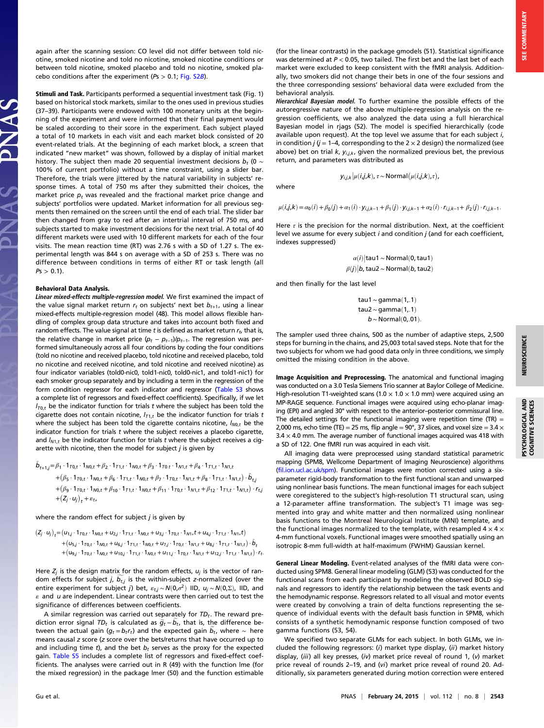again after the scanning session: CO level did not differ between told nicotine, smoked nicotine and told no nicotine, smoked nicotine conditions or between told nicotine, smoked placebo and told no nicotine, smoked placebo conditions after the experiment ($Ps > 0.1$; Fig. S2B).

**Stimuli and Task.** Participants performed a sequential investment task (Fig. 1) based on historical stock markets, similar to the ones used in previous studies (37–39). Participants were endowed with 100 monetary units at the beginning of the experiment and were informed that their final payment would be scaled according to their score in the experiment. Each subject played a total of 10 markets in each visit and each market block consisted of 20 event-related trials. At the beginning of each market block, a screen that indicated "new market" was shown, followed by a display of initial market history. The subject then made 20 sequential investment decisions $b_t$ (0 ~ 100% of current portfolio) without a time constraint, using a slider bar. Therefore, the trials were jittered by the natural variability in subjects' response times. A total of 750 ms after they submitted their choices, the market price $p_t$ was revealed and the fractional market price change and subjects' portfolios were updated. Market information for all previous segments then remained on the screen until the end of each trial. The slider bar then changed from gray to red after an intertrial interval of 750 ms, and subjects started to make investment decisions for the next trial. A total of 40 different markets were used with 10 different markets for each of the four visits. The mean reaction time (RT) was 2.76 s with a SD of 1.27 s. The experimental length was 844 s on average with a SD of 253 s. There was no difference between conditions in terms of either RT or task length (all $Ps > 0.1$).

**Behavioral Data Analysis.**

***Linear mixed-effects multiple-regression model.*** We first examined the impact of the value signal market return $r_t$ on subjects' next bet $b_{t+1}$, using a linear mixed-effects multiple-regression model (48). This model allows flexible handling of complex group data structure and takes into account both fixed and random effects. The value signal at time $t$ is defined as market return $r_t$, that is, the relative change in market price $(p_t - p_{t-1})/p_{t-1}$. The regression was performed simultaneously across all four conditions by coding the four conditions (told no nicotine and received placebo, told nicotine and received placebo, told no nicotine and received nicotine, and told nicotine and received nicotine) as four indicator variables (told0-nic0, told1-nic0, told0-nic1, and told1-nic1) for each smoker group separately and by including a term in the regression of the form condition regressor for each indicator and regressor (Table S3 shows a complete list of regressors and fixed-effect coefficients). Specifically, if we let $I_{T0,t}$ be the indicator function for trials $t$ where the subject has been told the cigarette does not contain nicotine, $I_{T1,t}$ be the indicator function for trials $t$ where the subject has been told the cigarette contains nicotine, $I_{N0,t}$ be the indicator function for trials $t$ where the subject receives a placebo cigarette, and $I_{N1,t}$ be the indicator function for trials $t$ where the subject receives a cigarette with nicotine, then the model for subject $j$ is given by

$$
\begin{aligned}
\tilde{b}_{t+1,j} = {} & \beta_1 \cdot 1_{T0,t} \cdot 1_{N0,t} + \beta_2 \cdot 1_{T1,t} \cdot 1_{N0,t} + \beta_3 \cdot 1_{T0,t} \cdot 1_{N1,t} + \beta_4 \cdot 1_{T1,t} \cdot 1_{N1,t} \\
& + (\beta_5 \cdot 1_{T0,t} \cdot 1_{N0,t} + \beta_6 \cdot 1_{T1,t} \cdot 1_{N0,t} + \beta_7 \cdot 1_{T0,t} \cdot 1_{N1,t} + \beta_8 \cdot 1_{T1,t} \cdot 1_{N1,t}) \cdot \tilde{b}_{t,j} \\
& + (\beta_9 \cdot 1_{T0,t} \cdot 1_{N0,t} + \beta_{10} \cdot 1_{T1,t} \cdot 1_{N0,t} + \beta_{11} \cdot 1_{T0,t} \cdot 1_{N1,t} + \beta_{12} \cdot 1_{T1,t} \cdot 1_{N1,t}) \cdot r_{t,j} \\
& + (Z_j \cdot u_j)_t + \varepsilon_t,
\end{aligned}
$$

where the random effect for subject $j$ is given by

$$
\begin{aligned}
(Z_j \cdot u_j)_t = {} & (u_{1,j} \cdot 1_{T0,t} \cdot 1_{N0,t} + u_{2,j} \cdot 1_{T1,t} \cdot 1_{N0,t} + u_{3,j} \cdot 1_{T0,t} \cdot 1_{N1,t} + u_{4,j} \cdot 1_{T1,t} \cdot 1_{N1,t}) \\
& + (u_{5,j} \cdot 1_{T0,t} \cdot 1_{N0,t} + u_{6,j} \cdot 1_{T1,t} \cdot 1_{N0,t} + u_{7,j} \cdot 1_{T0,t} \cdot 1_{N1,t} + u_{8,j} \cdot 1_{T1,t} \cdot 1_{N1,t}) \cdot \tilde{b}_t \\
& + (u_{9,j} \cdot 1_{T0,t} \cdot 1_{N0,t} + u_{10,j} \cdot 1_{T1,t} \cdot 1_{N0,t} + u_{11,j} \cdot 1_{T0,t} \cdot 1_{N1,t} + u_{12,j} \cdot 1_{T1,t} \cdot 1_{N1,t}) \cdot r_t.
\end{aligned}
$$

Here $Z_j$ is the design matrix for the random effects, $u_j$ is the vector of random effects for subject $j$, $\tilde{b}_{t,j}$ is the within-subject z-normalized (over the entire experiment for subject $j$) bet, $\varepsilon_{t,j} \sim N(0,\sigma^2)$ IID, $u_j \sim N(0,\Sigma)$, IID, and $\varepsilon$ and $u$ are independent. Linear contrasts were then carried out to test the significance of differences between coefficients.

A similar regression was carried out separately for $TD_t$. The reward prediction error signal $TD_t$ is calculated as $\tilde{g}_t - \tilde{b}_t$, that is, the difference between the actual gain ($g_t = b_t r_t$) and the expected gain $\tilde{b}_t$, where ~ here means causal $z$ score (z score over the bets/returns that have occurred up to and including time $t$), and the bet $b_t$ serves as the proxy for the expected gain. Table S5 includes a complete list of regressors and fixed-effect coefficients. The analyses were carried out in R (49) with the function lmer (for the mixed regression) in the package lmer (50) and the function estimable (for the linear contrasts) in the package gmodels (51). Statistical significance was determined at $P < 0.05$, two tailed. The first bet and the last bet of each market were excluded to keep consistent with the fMRI analysis. Additionally, two smokers did not change their bets in one of the four sessions and the three corresponding sessions' behavioral data were excluded from the behavioral analysis.

***Hierarchical Bayesian model.*** To further examine the possible effects of the autoregressive nature of the above multiple-regression analysis on the regression coefficients, we also analyzed the data using a full hierarchical Bayesian model in rjags (52). The model is specified hierarchically (code available upon request). At the top level we assume that for each subject $i$, in condition $j$ ($j = 1$–4, corresponding to the 2 × 2 design) the normalized (see above) bet on trial $k$, $y_{i,j,k}$, given the normalized previous bet, the previous return, and parameters was distributed as

$$
y_{i,j,k} | \mu(i,j,k), \tau \sim \text{Normal}(\mu(i,j,k), \tau),
$$

where

$$
\mu(i,j,k) = \alpha_0(i) + \beta_0(j) + \alpha_1(i) \cdot y_{i,j,k-1} + \beta_1(j) \cdot y_{i,j,k-1} + \alpha_2(i) \cdot r_{i,j,k-1} + \beta_2(j) \cdot r_{i,j,k-1}.
$$

Here $\tau$ is the precision for the normal distribution. Next, at the coefficient level we assume for every subject $i$ and condition $j$ (and for each coefficient, indexes suppressed)

$$
\begin{aligned}
\alpha(i) | \text{tau1} &\sim \text{Normal}(0, \text{tau1}) \\
\beta(j) | b, \text{tau2} &\sim \text{Normal}(b, \text{tau2})
\end{aligned}
$$

and then finally for the last level

$$
\begin{aligned}
\text{tau1} &\sim \text{gamma}(1, .1) \\
\text{tau2} &\sim \text{gamma}(1, .1) \\
b &\sim \text{Normal}(0, .01).
\end{aligned}
$$

The sampler used three chains, 500 as the number of adaptive steps, 2,500 steps for burning in the chains, and 25,003 total saved steps. Note that for the two subjects for whom we had good data only in three conditions, we simply omitted the missing condition in the above.

**Image Acquisition and Preprocessing.** The anatomical and functional imaging was conducted on a 3.0 Tesla Siemens Trio scanner at Baylor College of Medicine. High-resolution T1-weighted scans (1.0 × 1.0 × 1.0 mm) were acquired using an MP-RAGE sequence. Functional images were acquired using echo-planar imaging (EPI) and angled 30° with respect to the anterior–posterior commissural line. The detailed settings for the functional imaging were repetition time (TR) = 2,000 ms, echo time (TE) = 25 ms, flip angle = 90°, 37 slices, and voxel size = 3.4 × 3.4 × 4.0 mm. The average number of functional images acquired was 418 with a SD of 122. One fMRI run was acquired in each visit.

All imaging data were preprocessed using standard statistical parametric mapping (SPM8, Wellcome Department of Imaging Neuroscience) algorithms (fil.ion.ucl.ac.uk/spm). Functional images were motion corrected using a six-parameter rigid-body transformation to the first functional scan and unwarped using nonlinear basis functions. The mean functional images for each subject were coregistered to the subject's high-resolution T1 structural scan, using a 12-parameter affine transformation. The subject's T1 image was segmented into gray and white matter and then normalized using nonlinear basis functions to the Montreal Neurological Institute (MNI) template, and the functional images normalized to the template, with resampled 4 × 4 × 4-mm functional voxels. Functional images were smoothed spatially using an isotropic 8-mm full-width at half-maximum (FWHM) Gaussian kernel.

**General Linear Modeling.** Event-related analyses of the fMRI data were conducted using SPM8. General linear modeling (GLM) (53) was conducted for the functional scans from each participant by modeling the observed BOLD signals and regressors to identify the relationship between the task events and the hemodynamic response. Regressors related to all visual and motor events were created by convolving a train of delta functions representing the sequence of individual events with the default basis function in SPM8, which consists of a synthetic hemodynamic response function composed of two gamma functions (53, 54).

We specified two separate GLMs for each subject. In both GLMs, we included the following regressors: (*i*) market type display, (*ii*) market history display, (*iii*) all key presses, (*iv*) market price reveal of round 1, (*v*) market price reveal of rounds 2–19, and (*vi*) market price reveal of round 20. Additionally, six parameters generated during motion correction were entered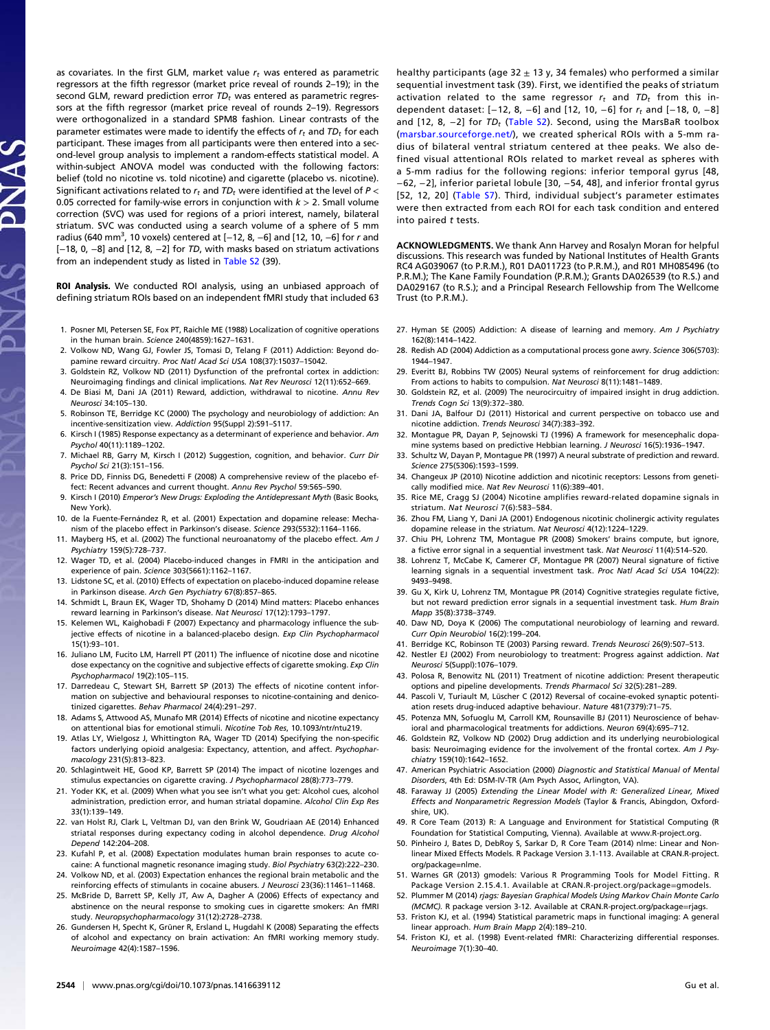as covariates. In the first GLM, market value $r_t$ was entered as parametric regressors at the fifth regressor (market price reveal of rounds 2–19); in the second GLM, reward prediction error $TD_t$ was entered as parametric regressors at the fifth regressor (market price reveal of rounds 2–19). Regressors were orthogonalized in a standard SPM8 fashion. Linear contrasts of the parameter estimates were made to identify the effects of $r_t$ and $TD_t$ for each participant. These images from all participants were then entered into a second-level group analysis to implement a random-effects statistical model. A within-subject ANOVA model was conducted with the following factors: belief (told no nicotine vs. told nicotine) and cigarette (placebo vs. nicotine). Significant activations related to $r_t$ and $TD_t$ were identified at the level of $P < 0.05$ corrected for family-wise errors in conjunction with $k > 2$. Small volume correction (SVC) was used for regions of a priori interest, namely, bilateral striatum. SVC was conducted using a search volume of a sphere of 5 mm radius (640 mm$^3$, 10 voxels) centered at [−12, 8, −6] and [12, 10, −6] for *r* and [−18, 0, −8] and [12, 8, −2] for *TD*, with masks based on striatum activations from an independent study as listed in Table S2 (39).

**ROI Analysis.** We conducted ROI analysis, using an unbiased approach of defining striatum ROIs based on an independent fMRI study that included 63 healthy participants (age 32 ± 13 y, 34 females) who performed a similar sequential investment task (39). First, we identified the peaks of striatum activation related to the same regressor $r_t$ and $TD_t$ from this independent dataset: [−12, 8, −6] and [12, 10, −6] for $r_t$ and [−18, 0, −8] and [12, 8, −2] for $TD_t$ (Table S2). Second, using the MarsBaR toolbox (marsbar.sourceforge.net/), we created spherical ROIs with a 5-mm radius of bilateral ventral striatum centered at thee peaks. We also defined visual attentional ROIs related to market reveal as spheres with a 5-mm radius for the following regions: inferior temporal gyrus [48, −62, −2], inferior parietal lobule [30, −54, 48], and inferior frontal gyrus [52, 12, 20] (Table S7). Third, individual subject's parameter estimates were then extracted from each ROI for each task condition and entered into paired *t* tests.

**ACKNOWLEDGMENTS.** We thank Ann Harvey and Rosalyn Moran for helpful discussions. This research was funded by National Institutes of Health Grants RC4 AG039067 (to P.R.M.), R01 DA011723 (to P.R.M.), and R01 MH085496 (to P.R.M.); The Kane Family Foundation (P.R.M.); Grants DA026539 (to R.S.) and DA029167 (to R.S.); and a Principal Research Fellowship from The Wellcome Trust (to P.R.M.).

1. Posner MI, Petersen SE, Fox PT, Raichle ME (1988) Localization of cognitive operations in the human brain. *Science* 240(4859):1627–1631.
2. Volkow ND, Wang GJ, Fowler JS, Tomasi D, Telang F (2011) Addiction: Beyond dopamine reward circuitry. *Proc Natl Acad Sci USA* 108(37):15037–15042.
3. Goldstein RZ, Volkow ND (2011) Dysfunction of the prefrontal cortex in addiction: Neuroimaging findings and clinical implications. *Nat Rev Neurosci* 12(11):652–669.
4. De Biasi M, Dani JA (2011) Reward, addiction, withdrawal to nicotine. *Annu Rev Neurosci* 34:105–130.
5. Robinson TE, Berridge KC (2000) The psychology and neurobiology of addiction: An incentive-sensitization view. *Addiction* 95(Suppl 2):S91–S117.
6. Kirsch I (1985) Response expectancy as a determinant of experience and behavior. *Am Psychol* 40(11):1189–1202.
7. Michael RB, Garry M, Kirsch I (2012) Suggestion, cognition, and behavior. *Curr Dir Psychol Sci* 21(3):151–156.
8. Price DD, Finniss DG, Benedetti F (2008) A comprehensive review of the placebo effect: Recent advances and current thought. *Annu Rev Psychol* 59:565–590.
9. Kirsch I (2010) *Emperor's New Drugs: Exploding the Antidepressant Myth* (Basic Books, New York).
10. de la Fuente-Fernández R, et al. (2001) Expectation and dopamine release: Mechanism of the placebo effect in Parkinson's disease. *Science* 293(5532):1164–1166.
11. Mayberg HS, et al. (2002) The functional neuroanatomy of the placebo effect. *Am J Psychiatry* 159(5):728–737.
12. Wager TD, et al. (2004) Placebo-induced changes in FMRI in the anticipation and experience of pain. *Science* 303(5661):1162–1167.
13. Lidstone SC, et al. (2010) Effects of expectation on placebo-induced dopamine release in Parkinson disease. *Arch Gen Psychiatry* 67(8):857–865.
14. Schmidt L, Braun EK, Wager TD, Shohamy D (2014) Mind matters: Placebo enhances reward learning in Parkinson's disease. *Nat Neurosci* 17(12):1793–1797.
15. Kelemen WL, Kaighobadi F (2007) Expectancy and pharmacology influence the subjective effects of nicotine in a balanced-placebo design. *Exp Clin Psychopharmacol* 15(1):93–101.
16. Juliano LM, Fucito LM, Harrell PT (2011) The influence of nicotine dose and nicotine dose expectancy on the cognitive and subjective effects of cigarette smoking. *Exp Clin Psychopharmacol* 19(2):105–115.
17. Darredeau C, Stewart SH, Barrett SP (2013) The effects of nicotine content information on subjective and behavioural responses to nicotine-containing and denicotinized cigarettes. *Behav Pharmacol* 24(4):291–297.
18. Adams S, Attwood AS, Munafo MR (2014) Effects of nicotine and nicotine expectancy on attentional bias for emotional stimuli. *Nicotine Tob Res*, 10.1093/ntr/ntu219.
19. Atlas LY, Wielgosz J, Whittington RA, Wager TD (2014) Specifying the non-specific factors underlying opioid analgesia: Expectancy, attention, and affect. *Psychopharmacology* 231(5):813–823.
20. Schlagintweit HE, Good KP, Barrett SP (2014) The impact of nicotine lozenges and stimulus expectancies on cigarette craving. *J Psychopharmacol* 28(8):773–779.
21. Yoder KK, et al. (2009) When what you see isn't what you get: Alcohol cues, alcohol administration, prediction error, and human striatal dopamine. *Alcohol Clin Exp Res* 33(1):139–149.
22. van Holst RJ, Clark L, Veltman DJ, van den Brink W, Goudriaan AE (2014) Enhanced striatal responses during expectancy coding in alcohol dependence. *Drug Alcohol Depend* 142:204–208.
23. Kufahl P, et al. (2008) Expectation modulates human brain responses to acute cocaine: A functional magnetic resonance imaging study. *Biol Psychiatry* 63(2):222–230.
24. Volkow ND, et al. (2003) Expectation enhances the regional brain metabolic and the reinforcing effects of stimulants in cocaine abusers. *J Neurosci* 23(36):11461–11468.
25. McBride D, Barrett SP, Kelly JT, Aw A, Dagher A (2006) Effects of expectancy and abstinence on the neural response to smoking cues in cigarette smokers: An fMRI study. *Neuropsychopharmacology* 31(12):2728–2738.
26. Gundersen H, Specht K, Grüner R, Ersland L, Hugdahl K (2008) Separating the effects of alcohol and expectancy on brain activation: An fMRI working memory study. *Neuroimage* 42(4):1587–1596.
27. Hyman SE (2005) Addiction: A disease of learning and memory. *Am J Psychiatry* 162(8):1414–1422.
28. Redish AD (2004) Addiction as a computational process gone awry. *Science* 306(5703): 1944–1947.
29. Everitt BJ, Robbins TW (2005) Neural systems of reinforcement for drug addiction: From actions to habits to compulsion. *Nat Neurosci* 8(11):1481–1489.
30. Goldstein RZ, et al. (2009) The neurocircuitry of impaired insight in drug addiction. *Trends Cogn Sci* 13(9):372–380.
31. Dani JA, Balfour DJ (2011) Historical and current perspective on tobacco use and nicotine addiction. *Trends Neurosci* 34(7):383–392.
32. Montague PR, Dayan P, Sejnowski TJ (1996) A framework for mesencephalic dopamine systems based on predictive Hebbian learning. *J Neurosci* 16(5):1936–1947.
33. Schultz W, Dayan P, Montague PR (1997) A neural substrate of prediction and reward. *Science* 275(5306):1593–1599.
34. Changeux JP (2010) Nicotine addiction and nicotinic receptors: Lessons from genetically modified mice. *Nat Rev Neurosci* 11(6):389–401.
35. Rice ME, Cragg SJ (2004) Nicotine amplifies reward-related dopamine signals in striatum. *Nat Neurosci* 7(6):583–584.
36. Zhou FM, Liang Y, Dani JA (2001) Endogenous nicotinic cholinergic activity regulates dopamine release in the striatum. *Nat Neurosci* 4(12):1224–1229.
37. Chiu PH, Lohrenz TM, Montague PR (2008) Smokers' brains compute, but ignore, a fictive error signal in a sequential investment task. *Nat Neurosci* 11(4):514–520.
38. Lohrenz T, McCabe K, Camerer CF, Montague PR (2007) Neural signature of fictive learning signals in a sequential investment task. *Proc Natl Acad Sci USA* 104(22): 9493–9498.
39. Gu X, Kirk U, Lohrenz TM, Montague PR (2014) Cognitive strategies regulate fictive, but not reward prediction error signals in a sequential investment task. *Hum Brain Mapp* 35(8):3738–3749.
40. Daw ND, Doya K (2006) The computational neurobiology of learning and reward. *Curr Opin Neurobiol* 16(2):199–204.
41. Berridge KC, Robinson TE (2003) Parsing reward. *Trends Neurosci* 26(9):507–513.
42. Nestler EJ (2002) From neurobiology to treatment: Progress against addiction. *Nat Neurosci* 5(Suppl):1076–1079.
43. Polosa R, Benowitz NL (2011) Treatment of nicotine addiction: Present therapeutic options and pipeline developments. *Trends Pharmacol Sci* 32(5):281–289.
44. Pascoli V, Turiault M, Lüscher C (2012) Reversal of cocaine-evoked synaptic potentiation resets drug-induced adaptive behaviour. *Nature* 481(7379):71–75.
45. Potenza MN, Sofuoglu M, Carroll KM, Rounsaville BJ (2011) Neuroscience of behavioral and pharmacological treatments for addictions. *Neuron* 69(4):695–712.
46. Goldstein RZ, Volkow ND (2002) Drug addiction and its underlying neurobiological basis: Neuroimaging evidence for the involvement of the frontal cortex. *Am J Psychiatry* 159(10):1642–1652.
47. American Psychiatric Association (2000) *Diagnostic and Statistical Manual of Mental Disorders*, 4th Ed: DSM-IV-TR (Am Psych Assoc, Arlington, VA).
48. Faraway JJ (2005) *Extending the Linear Model with R: Generalized Linear, Mixed Effects and Nonparametric Regression Models* (Taylor & Francis, Abingdon, Oxfordshire, UK).
49. R Core Team (2013) R: A Language and Environment for Statistical Computing (R Foundation for Statistical Computing, Vienna). Available at www.R-project.org.
50. Pinheiro J, Bates D, DebRoy S, Sarkar D, R Core Team (2014) nlme: Linear and Nonlinear Mixed Effects Models. R Package Version 3.1-113. Available at CRAN.R-project.org/package=nlme.
51. Warnes GR (2013) gmodels: Various R Programming Tools for Model Fitting. R Package Version 2.15.4.1. Available at CRAN.R-project.org/package=gmodels.
52. Plummer M (2014) *rjags: Bayesian Graphical Models Using Markov Chain Monte Carlo (MCMC)*. R package version 3-12. Available at CRAN.R-project.org/package=rjags.
53. Friston KJ, et al. (1994) Statistical parametric maps in functional imaging: A general linear approach. *Hum Brain Mapp* 2(4):189–210.
54. Friston KJ, et al. (1998) Event-related fMRI: Characterizing differential responses. *Neuroimage* 7(1):30–40.